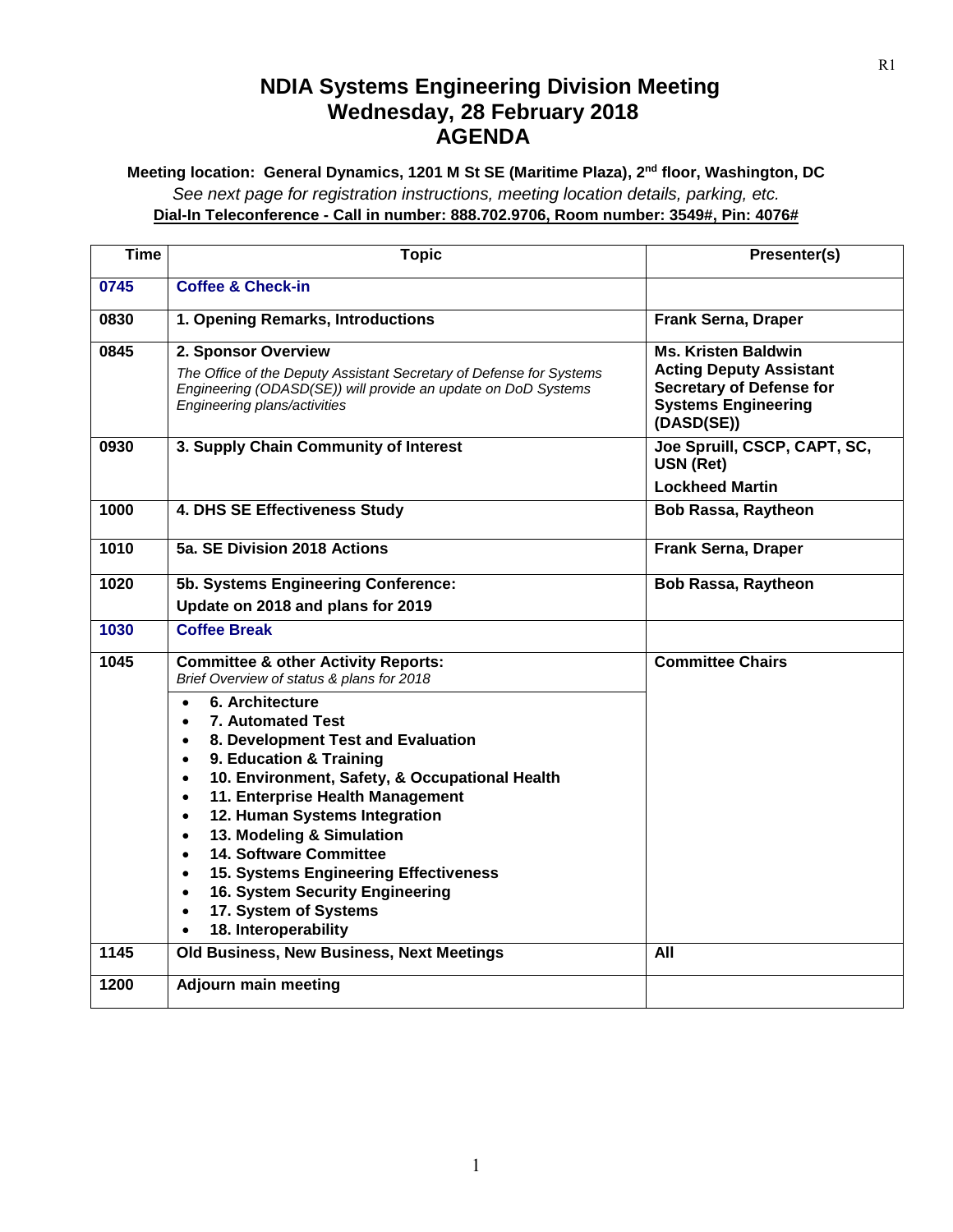# NDIA Systems Engineering Division Meeting
# Wednesday, 28 February 2018
# AGENDA

**Meeting location: General Dynamics, 1201 M St SE (Maritime Plaza), 2nd floor, Washington, DC**

*See next page for registration instructions, meeting location details, parking, etc.*

**Dial-In Teleconference - Call in number: 888.702.9706, Room number: 3549#, Pin: 4076#**

| Time | Topic | Presenter(s) |
|---|---|---|
| 0745 | Coffee & Check-in | |
| 0830 | **1. Opening Remarks, Introductions** | **Frank Serna, Draper** |
| 0845 | **2. Sponsor Overview**<br>*The Office of the Deputy Assistant Secretary of Defense for Systems Engineering (ODASD(SE)) will provide an update on DoD Systems Engineering plans/activities* | **Ms. Kristen Baldwin Acting Deputy Assistant Secretary of Defense for Systems Engineering (DASD(SE))** |
| 0930 | **3. Supply Chain Community of Interest** | **Joe Spruill, CSCP, CAPT, SC, USN (Ret)**<br>**Lockheed Martin** |
| 1000 | **4. DHS SE Effectiveness Study** | **Bob Rassa, Raytheon** |
| 1010 | **5a. SE Division 2018 Actions** | **Frank Serna, Draper** |
| 1020 | **5b. Systems Engineering Conference:**<br>**Update on 2018 and plans for 2019** | **Bob Rassa, Raytheon** |
| 1030 | Coffee Break | |
| 1045 | **Committee & other Activity Reports:**<br>*Brief Overview of status & plans for 2018*<br>• **6. Architecture**<br>• **7. Automated Test**<br>• **8. Development Test and Evaluation**<br>• **9. Education & Training**<br>• **10. Environment, Safety, & Occupational Health**<br>• **11. Enterprise Health Management**<br>• **12. Human Systems Integration**<br>• **13. Modeling & Simulation**<br>• **14. Software Committee**<br>• **15. Systems Engineering Effectiveness**<br>• **16. System Security Engineering**<br>• **17. System of Systems**<br>• **18. Interoperability** | **Committee Chairs** |
| 1145 | **Old Business, New Business, Next Meetings** | **All** |
| 1200 | **Adjourn main meeting** | |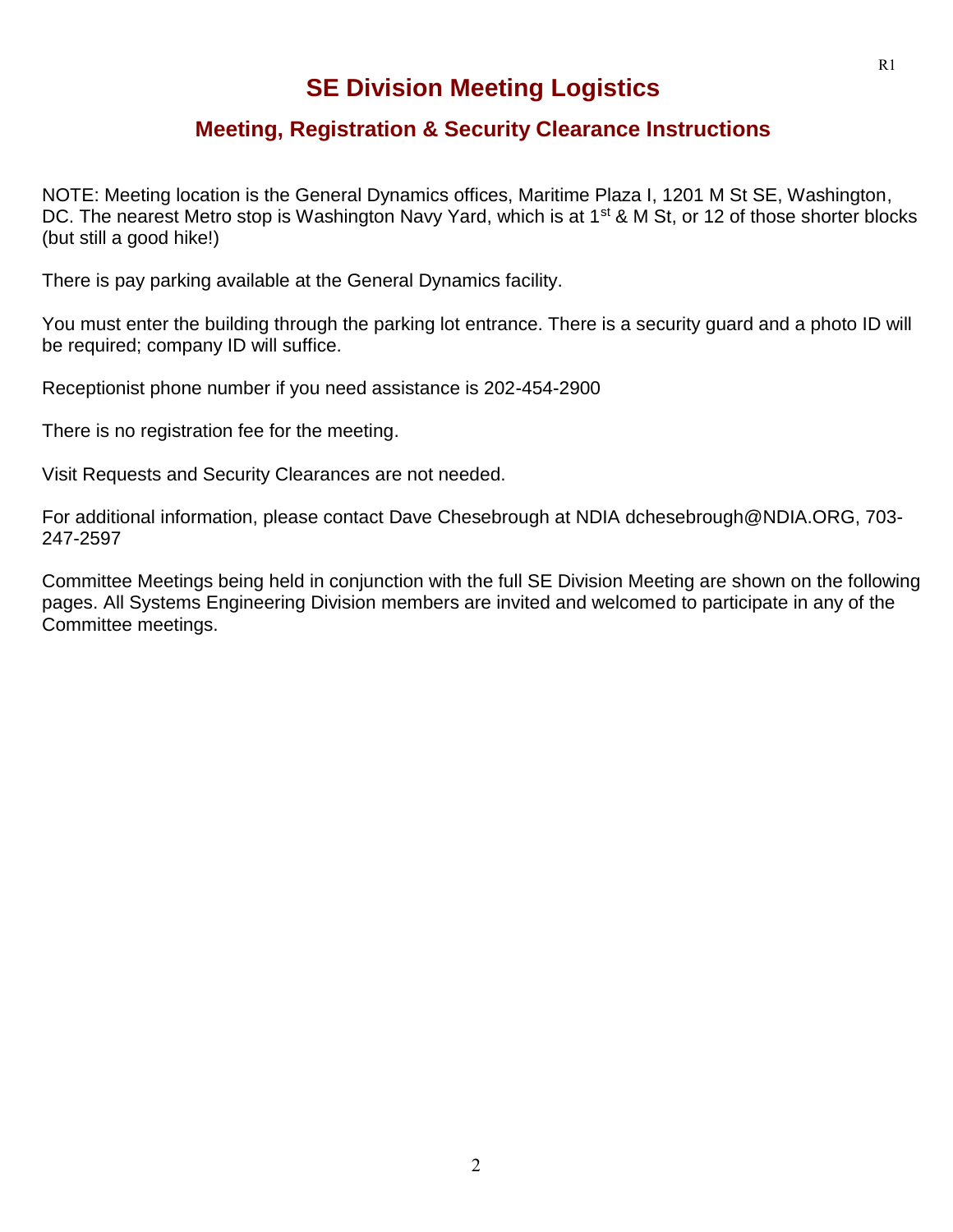# SE Division Meeting Logistics

## Meeting, Registration & Security Clearance Instructions

NOTE: Meeting location is the General Dynamics offices, Maritime Plaza I, 1201 M St SE, Washington, DC. The nearest Metro stop is Washington Navy Yard, which is at 1st & M St, or 12 of those shorter blocks (but still a good hike!)

There is pay parking available at the General Dynamics facility.

You must enter the building through the parking lot entrance. There is a security guard and a photo ID will be required; company ID will suffice.

Receptionist phone number if you need assistance is 202-454-2900

There is no registration fee for the meeting.

Visit Requests and Security Clearances are not needed.

For additional information, please contact Dave Chesebrough at NDIA dchesebrough@NDIA.ORG, 703-247-2597

Committee Meetings being held in conjunction with the full SE Division Meeting are shown on the following pages. All Systems Engineering Division members are invited and welcomed to participate in any of the Committee meetings.